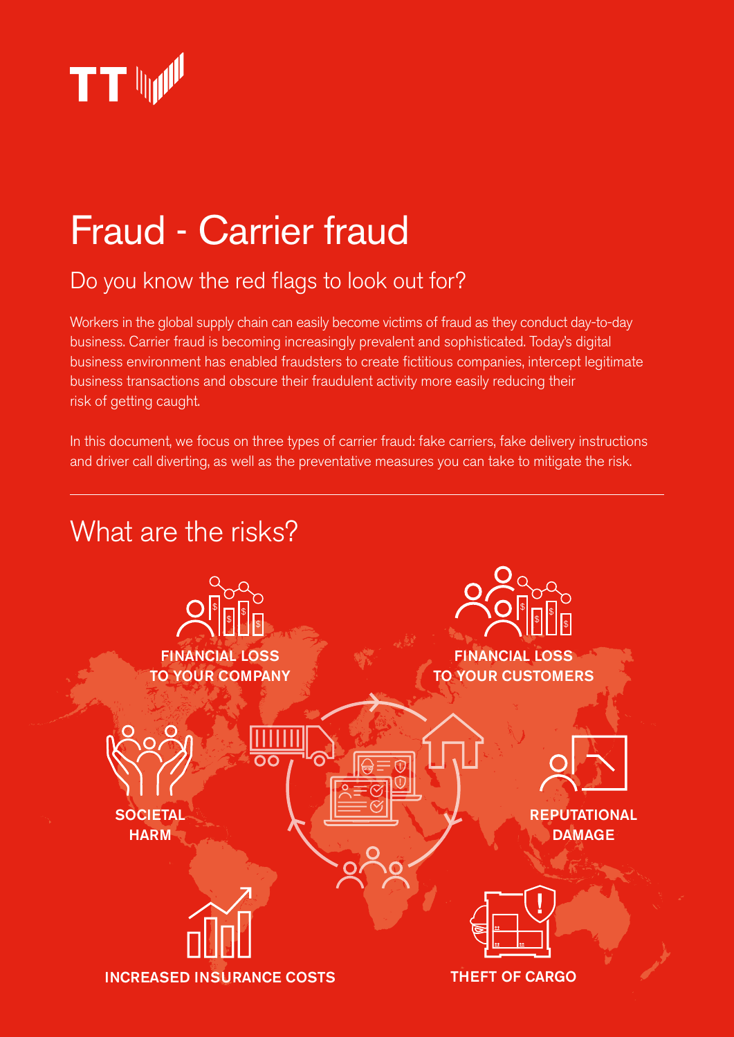# Fraud - Carrier fraud

## Do you know the red flags to look out for?

Workers in the global supply chain can easily become victims of fraud as they conduct day-to-day business. Carrier fraud is becoming increasingly prevalent and sophisticated. Today's digital business environment has enabled fraudsters to create fictitious companies, intercept legitimate business transactions and obscure their fraudulent activity more easily reducing their risk of getting caught.

In this document, we focus on three types of carrier fraud: fake carriers, fake delivery instructions and driver call diverting, as well as the preventative measures you can take to mitigate the risk.

---

## What are the risks?

- **FINANCIAL LOSS TO YOUR COMPANY**
- **FINANCIAL LOSS TO YOUR CUSTOMERS**
- **SOCIETAL HARM**
- **REPUTATIONAL DAMAGE**
- **INCREASED INSURANCE COSTS**
- **THEFT OF CARGO**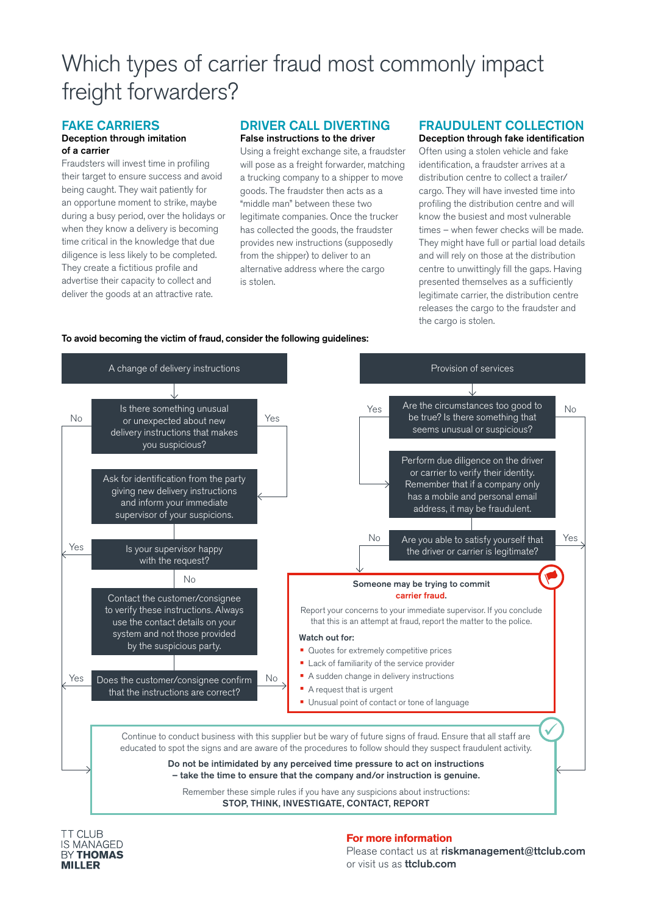# Which types of carrier fraud most commonly impact freight forwarders?

## FAKE CARRIERS

**Deception through imitation of a carrier**

Fraudsters will invest time in profiling their target to ensure success and avoid being caught. They wait patiently for an opportune moment to strike, maybe during a busy period, over the holidays or when they know a delivery is becoming time critical in the knowledge that due diligence is less likely to be completed. They create a fictitious profile and advertise their capacity to collect and deliver the goods at an attractive rate.

## DRIVER CALL DIVERTING

**False instructions to the driver**

Using a freight exchange site, a fraudster will pose as a freight forwarder, matching a trucking company to a shipper to move goods. The fraudster then acts as a "middle man" between these two legitimate companies. Once the trucker has collected the goods, the fraudster provides new instructions (supposedly from the shipper) to deliver to an alternative address where the cargo is stolen.

## FRAUDULENT COLLECTION

**Deception through fake identification**

Often using a stolen vehicle and fake identification, a fraudster arrives at a distribution centre to collect a trailer/cargo. They will have invested time into profiling the distribution centre and will know the busiest and most vulnerable times – when fewer checks will be made. They might have full or partial load details and will rely on those at the distribution centre to unwittingly fill the gaps. Having presented themselves as a sufficiently legitimate carrier, the distribution centre releases the cargo to the fraudster and the cargo is stolen.

**To avoid becoming the victim of fraud, consider the following guidelines:**

A change of delivery instructions

Is there something unusual or unexpected about new delivery instructions that makes you suspicious?

No

Yes

Ask for identification from the party giving new delivery instructions and inform your immediate supervisor of your suspicions.

Is your supervisor happy with the request?

Yes

No

Contact the customer/consignee to verify these instructions. Always use the contact details on your system and not those provided by the suspicious party.

Does the customer/consignee confirm that the instructions are correct?

Yes

No

Provision of services

Are the circumstances too good to be true? Is there something that seems unusual or suspicious?

Yes

No

Perform due diligence on the driver or carrier to verify their identity. Remember that if a company only has a mobile and personal email address, it may be fraudulent.

Are you able to satisfy yourself that the driver or carrier is legitimate?

No

Yes

**Someone may be trying to commit carrier fraud.**

Report your concerns to your immediate supervisor. If you conclude that this is an attempt at fraud, report the matter to the police.

**Watch out for:**

- Quotes for extremely competitive prices
- Lack of familiarity of the service provider
- A sudden change in delivery instructions
- A request that is urgent
- Unusual point of contact or tone of language

Continue to conduct business with this supplier but be wary of future signs of fraud. Ensure that all staff are educated to spot the signs and are aware of the procedures to follow should they suspect fraudulent activity.

**Do not be intimidated by any perceived time pressure to act on instructions – take the time to ensure that the company and/or instruction is genuine.**

Remember these simple rules if you have any suspicions about instructions:
**STOP, THINK, INVESTIGATE, CONTACT, REPORT**

TT CLUB IS MANAGED BY **THOMAS MILLER**

**For more information**

Please contact us at **riskmanagement@ttclub.com** or visit us as **ttclub.com**